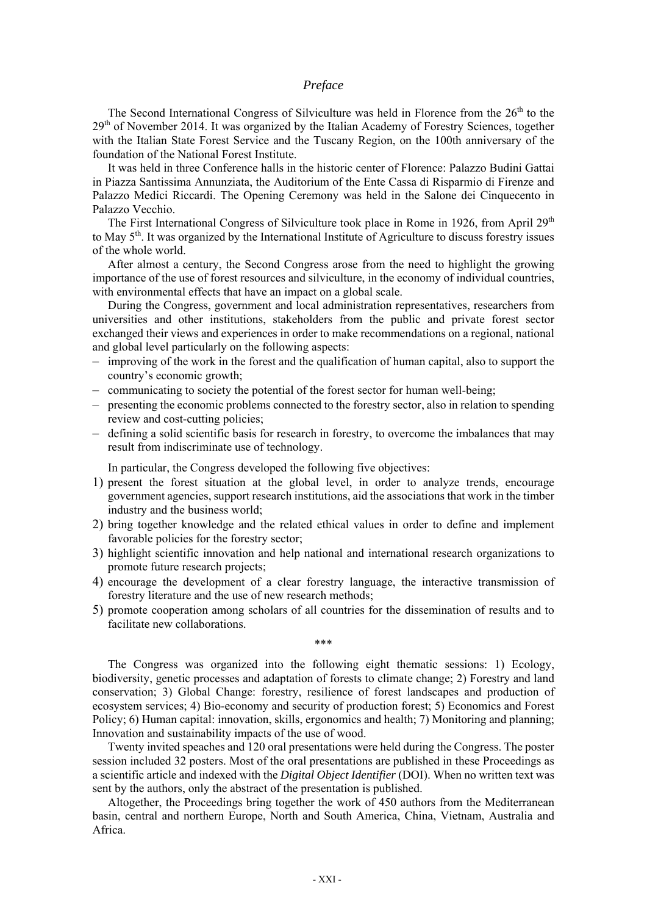# *Preface*

The Second International Congress of Silviculture was held in Florence from the 26th to the 29th of November 2014. It was organized by the Italian Academy of Forestry Sciences, together with the Italian State Forest Service and the Tuscany Region, on the 100th anniversary of the foundation of the National Forest Institute.

It was held in three Conference halls in the historic center of Florence: Palazzo Budini Gattai in Piazza Santissima Annunziata, the Auditorium of the Ente Cassa di Risparmio di Firenze and Palazzo Medici Riccardi. The Opening Ceremony was held in the Salone dei Cinquecento in Palazzo Vecchio.

The First International Congress of Silviculture took place in Rome in 1926, from April 29th to May 5th. It was organized by the International Institute of Agriculture to discuss forestry issues of the whole world.

After almost a century, the Second Congress arose from the need to highlight the growing importance of the use of forest resources and silviculture, in the economy of individual countries, with environmental effects that have an impact on a global scale.

During the Congress, government and local administration representatives, researchers from universities and other institutions, stakeholders from the public and private forest sector exchanged their views and experiences in order to make recommendations on a regional, national and global level particularly on the following aspects:

- improving of the work in the forest and the qualification of human capital, also to support the country's economic growth;
- communicating to society the potential of the forest sector for human well-being;
- presenting the economic problems connected to the forestry sector, also in relation to spending review and cost-cutting policies;
- defining a solid scientific basis for research in forestry, to overcome the imbalances that may result from indiscriminate use of technology.

In particular, the Congress developed the following five objectives:

1) present the forest situation at the global level, in order to analyze trends, encourage government agencies, support research institutions, aid the associations that work in the timber industry and the business world;
2) bring together knowledge and the related ethical values in order to define and implement favorable policies for the forestry sector;
3) highlight scientific innovation and help national and international research organizations to promote future research projects;
4) encourage the development of a clear forestry language, the interactive transmission of forestry literature and the use of new research methods;
5) promote cooperation among scholars of all countries for the dissemination of results and to facilitate new collaborations.

\*\*\*

The Congress was organized into the following eight thematic sessions: 1) Ecology, biodiversity, genetic processes and adaptation of forests to climate change; 2) Forestry and land conservation; 3) Global Change: forestry, resilience of forest landscapes and production of ecosystem services; 4) Bio-economy and security of production forest; 5) Economics and Forest Policy; 6) Human capital: innovation, skills, ergonomics and health; 7) Monitoring and planning; Innovation and sustainability impacts of the use of wood.

Twenty invited speaches and 120 oral presentations were held during the Congress. The poster session included 32 posters. Most of the oral presentations are published in these Proceedings as a scientific article and indexed with the *Digital Object Identifier* (DOI). When no written text was sent by the authors, only the abstract of the presentation is published.

Altogether, the Proceedings bring together the work of 450 authors from the Mediterranean basin, central and northern Europe, North and South America, China, Vietnam, Australia and Africa.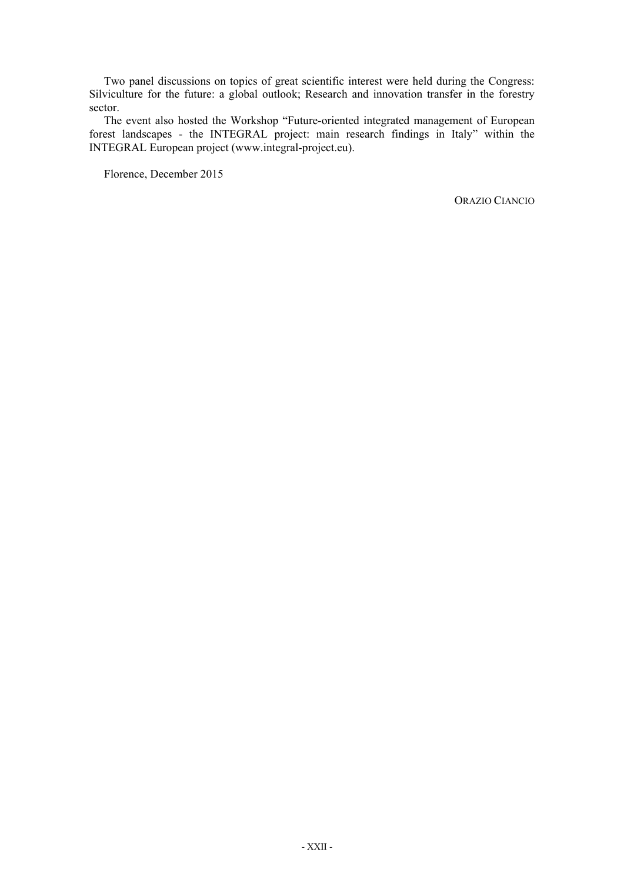Two panel discussions on topics of great scientific interest were held during the Congress: Silviculture for the future: a global outlook; Research and innovation transfer in the forestry sector.

The event also hosted the Workshop "Future-oriented integrated management of European forest landscapes - the INTEGRAL project: main research findings in Italy" within the INTEGRAL European project (www.integral-project.eu).

Florence, December 2015

ORAZIO CIANCIO